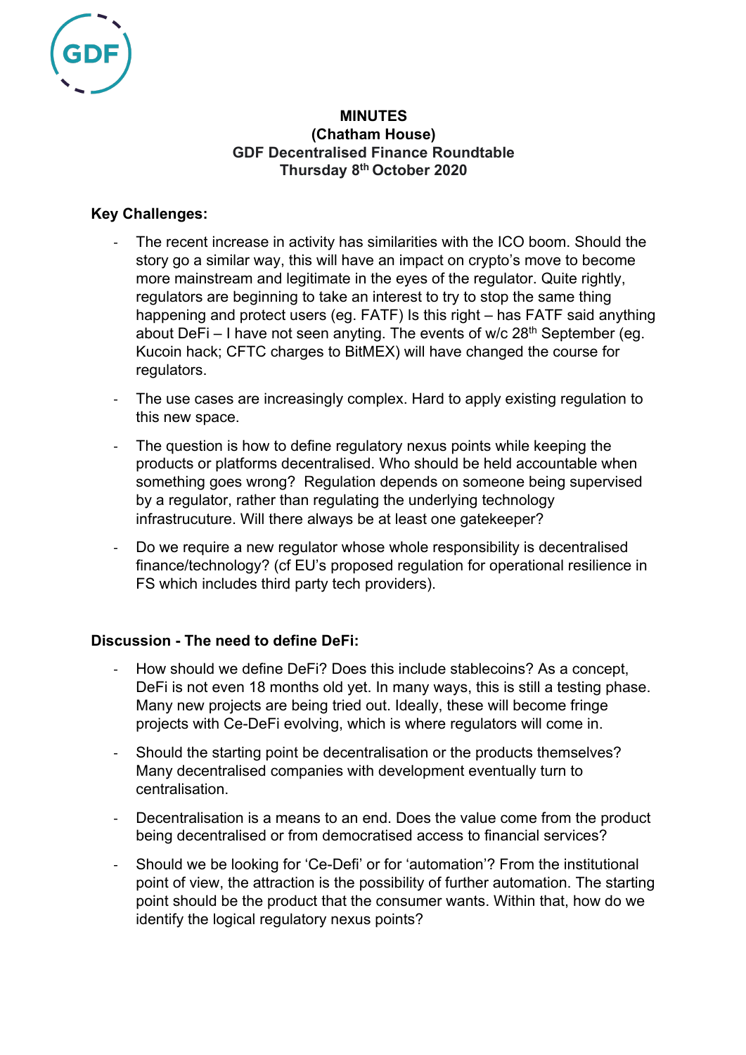**MINUTES**
**(Chatham House)**
**GDF Decentralised Finance Roundtable**
**Thursday 8th October 2020**

## Key Challenges:

- The recent increase in activity has similarities with the ICO boom. Should the story go a similar way, this will have an impact on crypto's move to become more mainstream and legitimate in the eyes of the regulator. Quite rightly, regulators are beginning to take an interest to try to stop the same thing happening and protect users (eg. FATF) Is this right – has FATF said anything about DeFi – I have not seen anyting. The events of w/c 28th September (eg. Kucoin hack; CFTC charges to BitMEX) will have changed the course for regulators.
- The use cases are increasingly complex. Hard to apply existing regulation to this new space.
- The question is how to define regulatory nexus points while keeping the products or platforms decentralised. Who should be held accountable when something goes wrong? Regulation depends on someone being supervised by a regulator, rather than regulating the underlying technology infrastrucuture. Will there always be at least one gatekeeper?
- Do we require a new regulator whose whole responsibility is decentralised finance/technology? (cf EU's proposed regulation for operational resilience in FS which includes third party tech providers).

## Discussion - The need to define DeFi:

- How should we define DeFi? Does this include stablecoins? As a concept, DeFi is not even 18 months old yet. In many ways, this is still a testing phase. Many new projects are being tried out. Ideally, these will become fringe projects with Ce-DeFi evolving, which is where regulators will come in.
- Should the starting point be decentralisation or the products themselves? Many decentralised companies with development eventually turn to centralisation.
- Decentralisation is a means to an end. Does the value come from the product being decentralised or from democratised access to financial services?
- Should we be looking for 'Ce-Defi' or for 'automation'? From the institutional point of view, the attraction is the possibility of further automation. The starting point should be the product that the consumer wants. Within that, how do we identify the logical regulatory nexus points?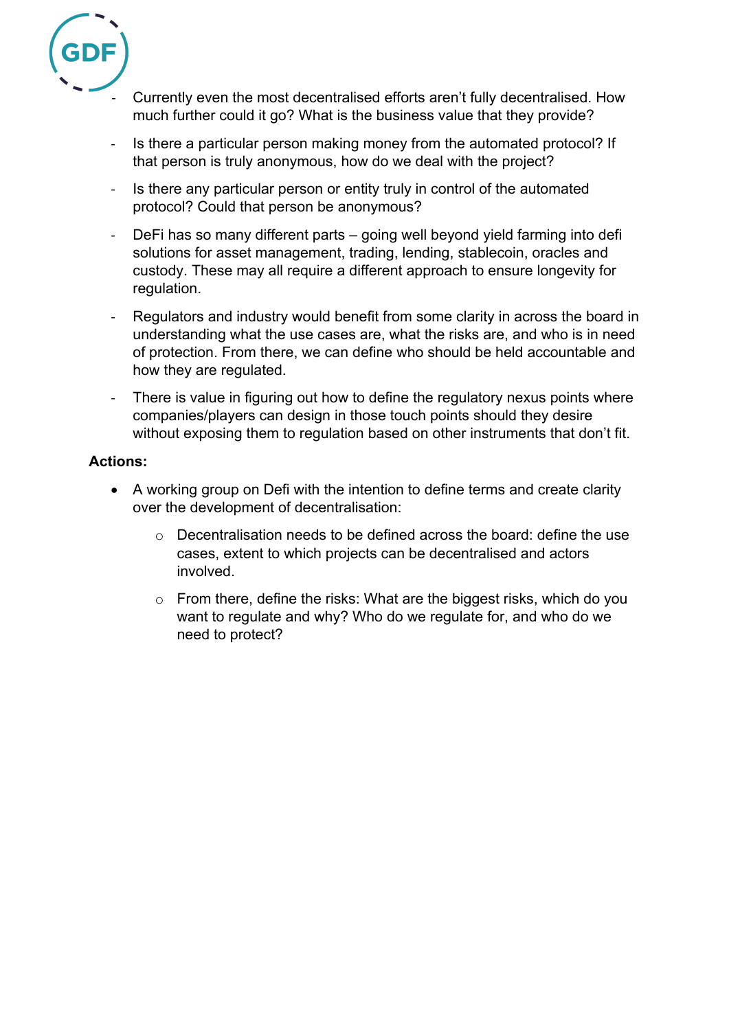- Currently even the most decentralised efforts aren't fully decentralised. How much further could it go? What is the business value that they provide?
- Is there a particular person making money from the automated protocol? If that person is truly anonymous, how do we deal with the project?
- Is there any particular person or entity truly in control of the automated protocol? Could that person be anonymous?
- DeFi has so many different parts – going well beyond yield farming into defi solutions for asset management, trading, lending, stablecoin, oracles and custody. These may all require a different approach to ensure longevity for regulation.
- Regulators and industry would benefit from some clarity in across the board in understanding what the use cases are, what the risks are, and who is in need of protection. From there, we can define who should be held accountable and how they are regulated.
- There is value in figuring out how to define the regulatory nexus points where companies/players can design in those touch points should they desire without exposing them to regulation based on other instruments that don't fit.

**Actions:**

- A working group on Defi with the intention to define terms and create clarity over the development of decentralisation:
  - Decentralisation needs to be defined across the board: define the use cases, extent to which projects can be decentralised and actors involved.
  - From there, define the risks: What are the biggest risks, which do you want to regulate and why? Who do we regulate for, and who do we need to protect?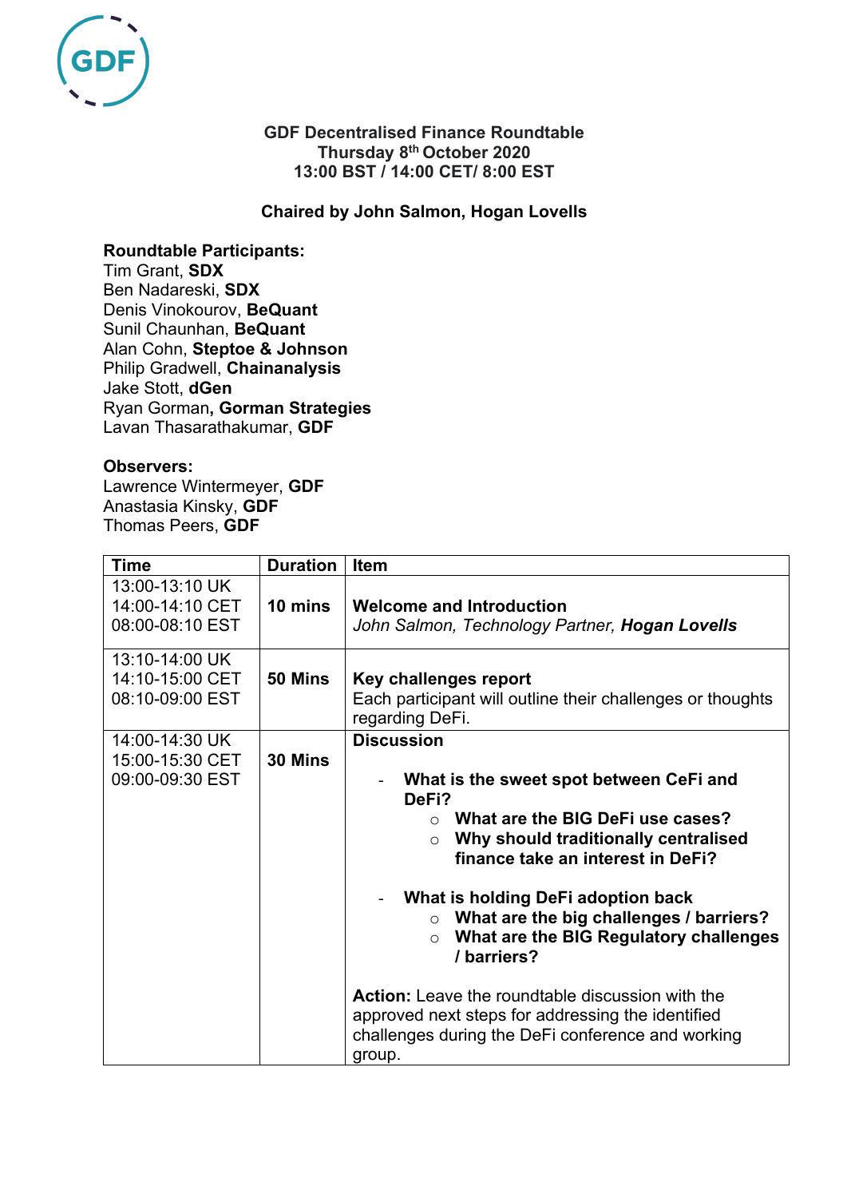**GDF Decentralised Finance Roundtable**
**Thursday 8th October 2020**
**13:00 BST / 14:00 CET/ 8:00 EST**

**Chaired by John Salmon, Hogan Lovells**

**Roundtable Participants:**
Tim Grant, **SDX**
Ben Nadareski, **SDX**
Denis Vinokourov, **BeQuant**
Sunil Chaunhan, **BeQuant**
Alan Cohn, **Steptoe & Johnson**
Philip Gradwell, **Chainanalysis**
Jake Stott, **dGen**
Ryan Gorman**, Gorman Strategies**
Lavan Thasarathakumar, **GDF**

**Observers:**
Lawrence Wintermeyer, **GDF**
Anastasia Kinsky, **GDF**
Thomas Peers, **GDF**

| Time | Duration | Item |
|---|---|---|
| 13:00-13:10 UK<br>14:00-14:10 CET<br>08:00-08:10 EST | **10 mins** | **Welcome and Introduction**<br>*John Salmon, Technology Partner, **Hogan Lovells*** |
| 13:10-14:00 UK<br>14:10-15:00 CET<br>08:10-09:00 EST | **50 Mins** | **Key challenges report**<br>Each participant will outline their challenges or thoughts regarding DeFi. |
| 14:00-14:30 UK<br>15:00-15:30 CET<br>09:00-09:30 EST | **30 Mins** | **Discussion**<br>- **What is the sweet spot between CeFi and DeFi?**<br>&nbsp;&nbsp;○ **What are the BIG DeFi use cases?**<br>&nbsp;&nbsp;○ **Why should traditionally centralised finance take an interest in DeFi?**<br>- **What is holding DeFi adoption back**<br>&nbsp;&nbsp;○ **What are the big challenges / barriers?**<br>&nbsp;&nbsp;○ **What are the BIG Regulatory challenges / barriers?**<br><br>**Action:** Leave the roundtable discussion with the approved next steps for addressing the identified challenges during the DeFi conference and working group. |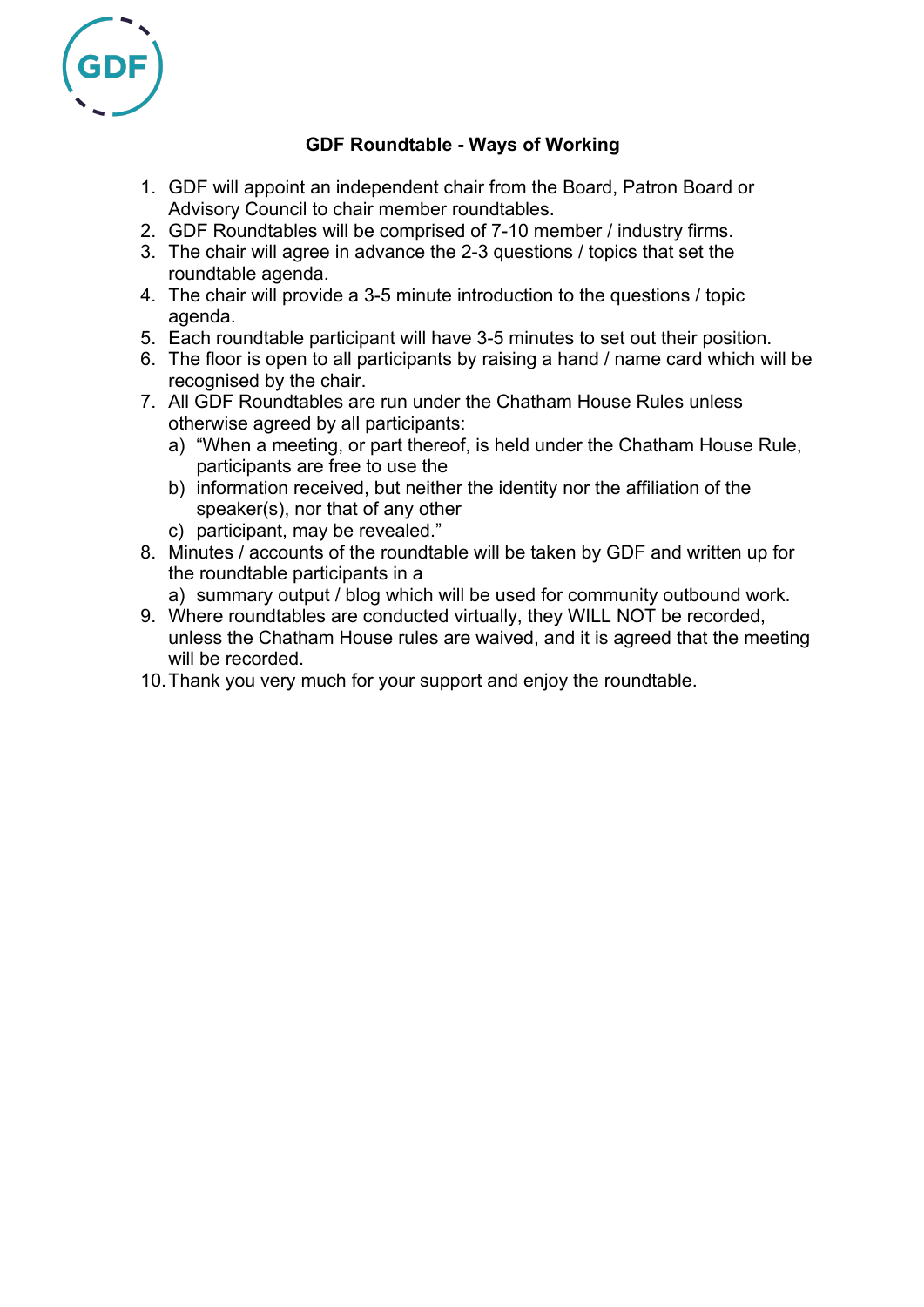GDF

## GDF Roundtable - Ways of Working

1. GDF will appoint an independent chair from the Board, Patron Board or Advisory Council to chair member roundtables.
2. GDF Roundtables will be comprised of 7-10 member / industry firms.
3. The chair will agree in advance the 2-3 questions / topics that set the roundtable agenda.
4. The chair will provide a 3-5 minute introduction to the questions / topic agenda.
5. Each roundtable participant will have 3-5 minutes to set out their position.
6. The floor is open to all participants by raising a hand / name card which will be recognised by the chair.
7. All GDF Roundtables are run under the Chatham House Rules unless otherwise agreed by all participants:
   a) "When a meeting, or part thereof, is held under the Chatham House Rule, participants are free to use the
   b) information received, but neither the identity nor the affiliation of the speaker(s), nor that of any other
   c) participant, may be revealed."
8. Minutes / accounts of the roundtable will be taken by GDF and written up for the roundtable participants in a
   a) summary output / blog which will be used for community outbound work.
9. Where roundtables are conducted virtually, they WILL NOT be recorded, unless the Chatham House rules are waived, and it is agreed that the meeting will be recorded.
10. Thank you very much for your support and enjoy the roundtable.